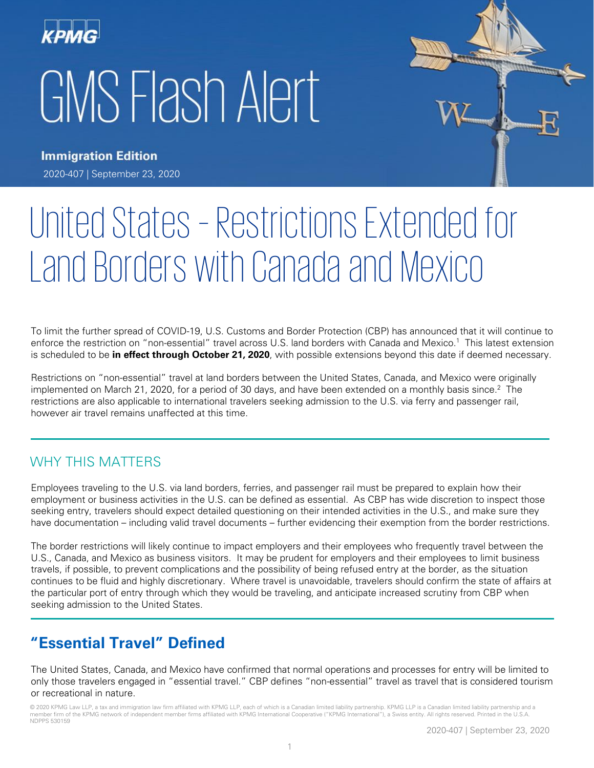KPMG

# GMS Flash Alert

**Immigration Edition**

2020-407 | September 23, 2020

# United States – Restrictions Extended for Land Borders with Canada and Mexico

To limit the further spread of COVID-19, U.S. Customs and Border Protection (CBP) has announced that it will continue to enforce the restriction on "non-essential" travel across U.S. land borders with Canada and Mexico.[1] This latest extension is scheduled to be **in effect through October 21, 2020**, with possible extensions beyond this date if deemed necessary.

Restrictions on "non-essential" travel at land borders between the United States, Canada, and Mexico were originally implemented on March 21, 2020, for a period of 30 days, and have been extended on a monthly basis since.[2] The restrictions are also applicable to international travelers seeking admission to the U.S. via ferry and passenger rail, however air travel remains unaffected at this time.

## WHY THIS MATTERS

Employees traveling to the U.S. via land borders, ferries, and passenger rail must be prepared to explain how their employment or business activities in the U.S. can be defined as essential. As CBP has wide discretion to inspect those seeking entry, travelers should expect detailed questioning on their intended activities in the U.S., and make sure they have documentation – including valid travel documents – further evidencing their exemption from the border restrictions.

The border restrictions will likely continue to impact employers and their employees who frequently travel between the U.S., Canada, and Mexico as business visitors. It may be prudent for employers and their employees to limit business travels, if possible, to prevent complications and the possibility of being refused entry at the border, as the situation continues to be fluid and highly discretionary. Where travel is unavoidable, travelers should confirm the state of affairs at the particular port of entry through which they would be traveling, and anticipate increased scrutiny from CBP when seeking admission to the United States.

## "Essential Travel" Defined

The United States, Canada, and Mexico have confirmed that normal operations and processes for entry will be limited to only those travelers engaged in "essential travel." CBP defines "non-essential" travel as travel that is considered tourism or recreational in nature.

© 2020 KPMG Law LLP, a tax and immigration law firm affiliated with KPMG LLP, each of which is a Canadian limited liability partnership. KPMG LLP is a Canadian limited liability partnership and a member firm of the KPMG network of independent member firms affiliated with KPMG International Cooperative ("KPMG International"), a Swiss entity. All rights reserved. Printed in the U.S.A. NDPPS 530159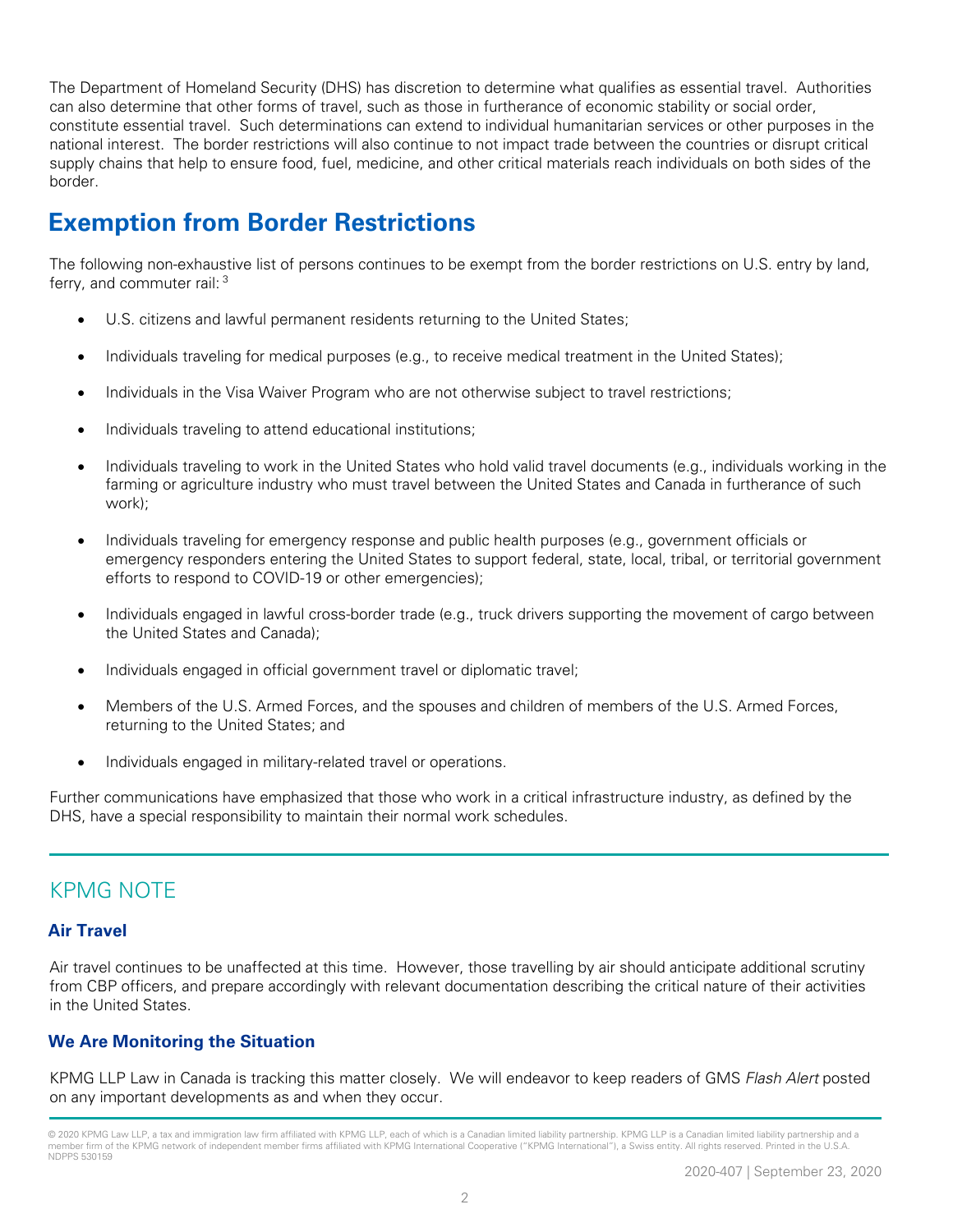The Department of Homeland Security (DHS) has discretion to determine what qualifies as essential travel. Authorities can also determine that other forms of travel, such as those in furtherance of economic stability or social order, constitute essential travel. Such determinations can extend to individual humanitarian services or other purposes in the national interest. The border restrictions will also continue to not impact trade between the countries or disrupt critical supply chains that help to ensure food, fuel, medicine, and other critical materials reach individuals on both sides of the border.

## Exemption from Border Restrictions

The following non-exhaustive list of persons continues to be exempt from the border restrictions on U.S. entry by land, ferry, and commuter rail: [3]

- U.S. citizens and lawful permanent residents returning to the United States;
- Individuals traveling for medical purposes (e.g., to receive medical treatment in the United States);
- Individuals in the Visa Waiver Program who are not otherwise subject to travel restrictions;
- Individuals traveling to attend educational institutions;
- Individuals traveling to work in the United States who hold valid travel documents (e.g., individuals working in the farming or agriculture industry who must travel between the United States and Canada in furtherance of such work);
- Individuals traveling for emergency response and public health purposes (e.g., government officials or emergency responders entering the United States to support federal, state, local, tribal, or territorial government efforts to respond to COVID-19 or other emergencies);
- Individuals engaged in lawful cross-border trade (e.g., truck drivers supporting the movement of cargo between the United States and Canada);
- Individuals engaged in official government travel or diplomatic travel;
- Members of the U.S. Armed Forces, and the spouses and children of members of the U.S. Armed Forces, returning to the United States; and
- Individuals engaged in military-related travel or operations.

Further communications have emphasized that those who work in a critical infrastructure industry, as defined by the DHS, have a special responsibility to maintain their normal work schedules.

---

## KPMG NOTE

### Air Travel

Air travel continues to be unaffected at this time. However, those travelling by air should anticipate additional scrutiny from CBP officers, and prepare accordingly with relevant documentation describing the critical nature of their activities in the United States.

### We Are Monitoring the Situation

KPMG LLP Law in Canada is tracking this matter closely. We will endeavor to keep readers of GMS *Flash Alert* posted on any important developments as and when they occur.

---

© 2020 KPMG Law LLP, a tax and immigration law firm affiliated with KPMG LLP, each of which is a Canadian limited liability partnership. KPMG LLP is a Canadian limited liability partnership and a member firm of the KPMG network of independent member firms affiliated with KPMG International Cooperative ("KPMG International"), a Swiss entity. All rights reserved. Printed in the U.S.A. NDPPS 530159

2020-407 | September 23, 2020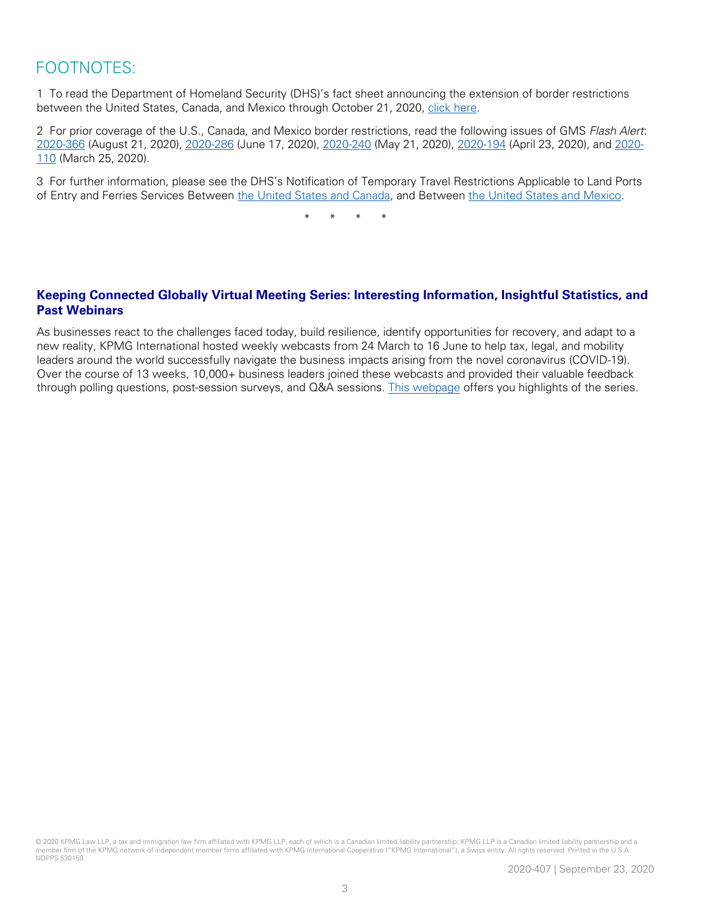## FOOTNOTES:

1 To read the Department of Homeland Security (DHS)'s fact sheet announcing the extension of border restrictions between the United States, Canada, and Mexico through October 21, 2020, click here.

2 For prior coverage of the U.S., Canada, and Mexico border restrictions, read the following issues of GMS *Flash Alert*: 2020-366 (August 21, 2020), 2020-286 (June 17, 2020), 2020-240 (May 21, 2020), 2020-194 (April 23, 2020), and 2020-110 (March 25, 2020).

3 For further information, please see the DHS's Notification of Temporary Travel Restrictions Applicable to Land Ports of Entry and Ferries Services Between the United States and Canada, and Between the United States and Mexico.

\* \* \* \*

**Keeping Connected Globally Virtual Meeting Series: Interesting Information, Insightful Statistics, and Past Webinars**

As businesses react to the challenges faced today, build resilience, identify opportunities for recovery, and adapt to a new reality, KPMG International hosted weekly webcasts from 24 March to 16 June to help tax, legal, and mobility leaders around the world successfully navigate the business impacts arising from the novel coronavirus (COVID-19). Over the course of 13 weeks, 10,000+ business leaders joined these webcasts and provided their valuable feedback through polling questions, post-session surveys, and Q&A sessions. This webpage offers you highlights of the series.

© 2020 KPMG Law LLP, a tax and immigration law firm affiliated with KPMG LLP, each of which is a Canadian limited liability partnership. KPMG LLP is a Canadian limited liability partnership and a member firm of the KPMG network of independent member firms affiliated with KPMG International Cooperative ("KPMG International"), a Swiss entity. All rights reserved. Printed in the U.S.A. NDPPS 530159

2020-407 | September 23, 2020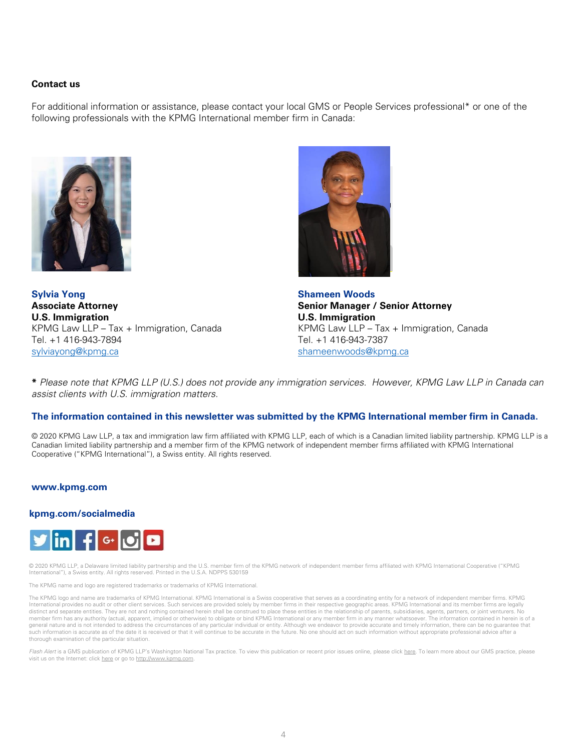**Contact us**

For additional information or assistance, please contact your local GMS or People Services professional* or one of the following professionals with the KPMG International member firm in Canada:

**Sylvia Yong**
**Associate Attorney**
**U.S. Immigration**
KPMG Law LLP – Tax + Immigration, Canada
Tel. +1 416-943-7894
sylviayong@kpmg.ca

**Shameen Woods**
**Senior Manager / Senior Attorney**
**U.S. Immigration**
KPMG Law LLP – Tax + Immigration, Canada
Tel. +1 416-943-7387
shameenwoods@kpmg.ca

**\*** *Please note that KPMG LLP (U.S.) does not provide any immigration services. However, KPMG Law LLP in Canada can assist clients with U.S. immigration matters.*

**The information contained in this newsletter was submitted by the KPMG International member firm in Canada.**

© 2020 KPMG Law LLP, a tax and immigration law firm affiliated with KPMG LLP, each of which is a Canadian limited liability partnership. KPMG LLP is a Canadian limited liability partnership and a member firm of the KPMG network of independent member firms affiliated with KPMG International Cooperative ("KPMG International"), a Swiss entity. All rights reserved.

**www.kpmg.com**

**kpmg.com/socialmedia**

© 2020 KPMG LLP, a Delaware limited liability partnership and the U.S. member firm of the KPMG network of independent member firms affiliated with KPMG International Cooperative ("KPMG International"), a Swiss entity. All rights reserved. Printed in the U.S.A. NDPPS 530159

The KPMG name and logo are registered trademarks or trademarks of KPMG International.

The KPMG logo and name are trademarks of KPMG International. KPMG International is a Swiss cooperative that serves as a coordinating entity for a network of independent member firms. KPMG International provides no audit or other client services. Such services are provided solely by member firms in their respective geographic areas. KPMG International and its member firms are legally distinct and separate entities. They are not and nothing contained herein shall be construed to place these entities in the relationship of parents, subsidiaries, agents, partners, or joint venturers. No member firm has any authority (actual, apparent, implied or otherwise) to obligate or bind KPMG International or any member firm in any manner whatsoever. The information contained in herein is of a general nature and is not intended to address the circumstances of any particular individual or entity. Although we endeavor to provide accurate and timely information, there can be no guarantee that such information is accurate as of the date it is received or that it will continue to be accurate in the future. No one should act on such information without appropriate professional advice after a thorough examination of the particular situation.

*Flash Alert* is a GMS publication of KPMG LLP's Washington National Tax practice. To view this publication or recent prior issues online, please click here. To learn more about our GMS practice, please visit us on the Internet: click here or go to http://www.kpmg.com.